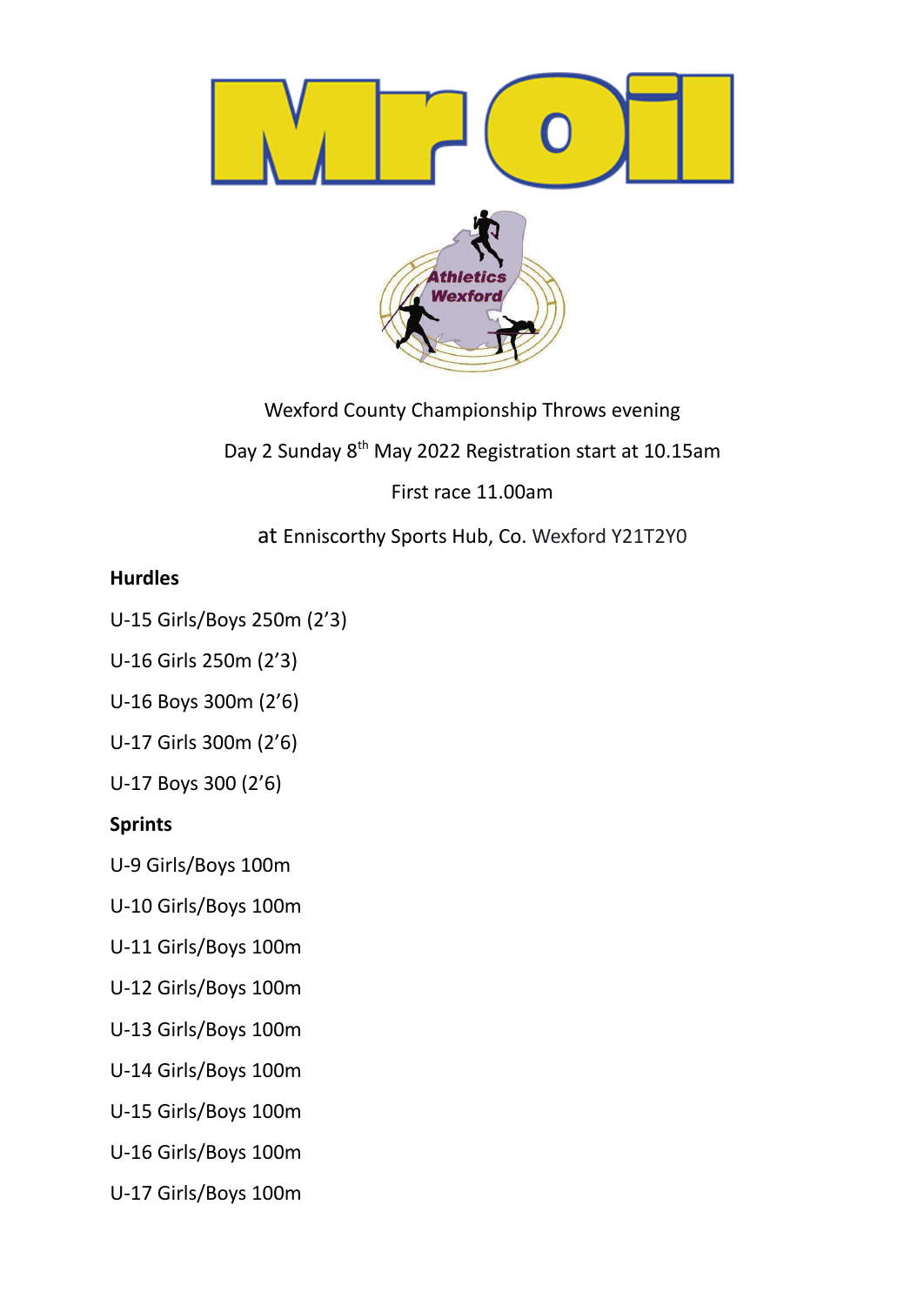Mr Oil

Athletics Wexford

Wexford County Championship Throws evening

Day 2 Sunday 8th May 2022 Registration start at 10.15am

First race 11.00am

at Enniscorthy Sports Hub, Co. Wexford Y21T2Y0

**Hurdles**

U-15 Girls/Boys 250m (2'3)

U-16 Girls 250m (2'3)

U-16 Boys 300m (2'6)

U-17 Girls 300m (2'6)

U-17 Boys 300 (2'6)

**Sprints**

U-9 Girls/Boys 100m

U-10 Girls/Boys 100m

U-11 Girls/Boys 100m

U-12 Girls/Boys 100m

U-13 Girls/Boys 100m

U-14 Girls/Boys 100m

U-15 Girls/Boys 100m

U-16 Girls/Boys 100m

U-17 Girls/Boys 100m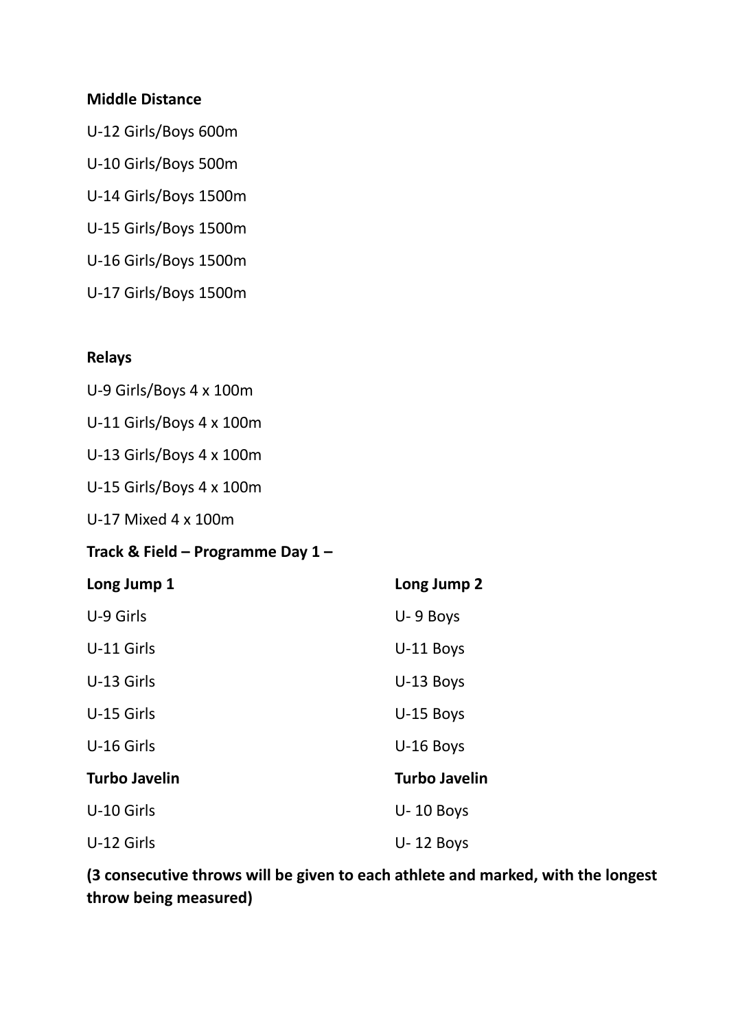**Middle Distance**

U-12 Girls/Boys 600m

U-10 Girls/Boys 500m

U-14 Girls/Boys 1500m

U-15 Girls/Boys 1500m

U-16 Girls/Boys 1500m

U-17 Girls/Boys 1500m

**Relays**

U-9 Girls/Boys 4 x 100m

U-11 Girls/Boys 4 x 100m

U-13 Girls/Boys 4 x 100m

U-15 Girls/Boys 4 x 100m

U-17 Mixed 4 x 100m

**Track & Field – Programme Day 1 –**

| **Long Jump 1** | **Long Jump 2** |
|---|---|
| U-9 Girls | U- 9 Boys |
| U-11 Girls | U-11 Boys |
| U-13 Girls | U-13 Boys |
| U-15 Girls | U-15 Boys |
| U-16 Girls | U-16 Boys |
| **Turbo Javelin** | **Turbo Javelin** |
| U-10 Girls | U- 10 Boys |
| U-12 Girls | U- 12 Boys |

**(3 consecutive throws will be given to each athlete and marked, with the longest throw being measured)**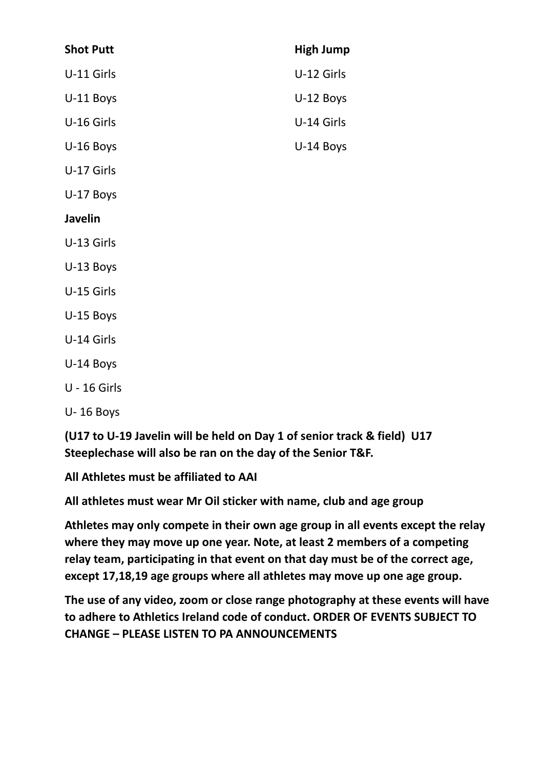**Shot Putt**

U-11 Girls

U-11 Boys

U-16 Girls

U-16 Boys

U-17 Girls

U-17 Boys

**Javelin**

U-13 Girls

U-13 Boys

U-15 Girls

U-15 Boys

U-14 Girls

U-14 Boys

U - 16 Girls

U- 16 Boys

**High Jump**

U-12 Girls

U-12 Boys

U-14 Girls

U-14 Boys

**(U17 to U-19 Javelin will be held on Day 1 of senior track & field) U17 Steeplechase will also be ran on the day of the Senior T&F.**

**All Athletes must be affiliated to AAI**

**All athletes must wear Mr Oil sticker with name, club and age group**

**Athletes may only compete in their own age group in all events except the relay where they may move up one year. Note, at least 2 members of a competing relay team, participating in that event on that day must be of the correct age, except 17,18,19 age groups where all athletes may move up one age group.**

**The use of any video, zoom or close range photography at these events will have to adhere to Athletics Ireland code of conduct. ORDER OF EVENTS SUBJECT TO CHANGE – PLEASE LISTEN TO PA ANNOUNCEMENTS**